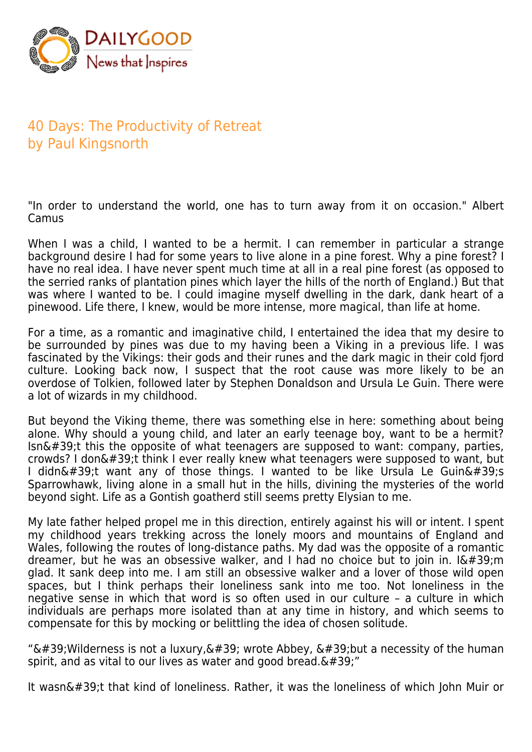# 40 Days: The Productivity of Retreat
## by Paul Kingsnorth

"In order to understand the world, one has to turn away from it on occasion." Albert Camus

When I was a child, I wanted to be a hermit. I can remember in particular a strange background desire I had for some years to live alone in a pine forest. Why a pine forest? I have no real idea. I have never spent much time at all in a real pine forest (as opposed to the serried ranks of plantation pines which layer the hills of the north of England.) But that was where I wanted to be. I could imagine myself dwelling in the dark, dank heart of a pinewood. Life there, I knew, would be more intense, more magical, than life at home.

For a time, as a romantic and imaginative child, I entertained the idea that my desire to be surrounded by pines was due to my having been a Viking in a previous life. I was fascinated by the Vikings: their gods and their runes and the dark magic in their cold fjord culture. Looking back now, I suspect that the root cause was more likely to be an overdose of Tolkien, followed later by Stephen Donaldson and Ursula Le Guin. There were a lot of wizards in my childhood.

But beyond the Viking theme, there was something else in here: something about being alone. Why should a young child, and later an early teenage boy, want to be a hermit? Isn&#39;t this the opposite of what teenagers are supposed to want: company, parties, crowds? I don&#39;t think I ever really knew what teenagers were supposed to want, but I didn&#39;t want any of those things. I wanted to be like Ursula Le Guin&#39;s Sparrowhawk, living alone in a small hut in the hills, divining the mysteries of the world beyond sight. Life as a Gontish goatherd still seems pretty Elysian to me.

My late father helped propel me in this direction, entirely against his will or intent. I spent my childhood years trekking across the lonely moors and mountains of England and Wales, following the routes of long-distance paths. My dad was the opposite of a romantic dreamer, but he was an obsessive walker, and I had no choice but to join in. I&#39;m glad. It sank deep into me. I am still an obsessive walker and a lover of those wild open spaces, but I think perhaps their loneliness sank into me too. Not loneliness in the negative sense in which that word is so often used in our culture – a culture in which individuals are perhaps more isolated than at any time in history, and which seems to compensate for this by mocking or belittling the idea of chosen solitude.

"&#39;Wilderness is not a luxury,&#39; wrote Abbey, &#39;but a necessity of the human spirit, and as vital to our lives as water and good bread.&#39;"

It wasn&#39;t that kind of loneliness. Rather, it was the loneliness of which John Muir or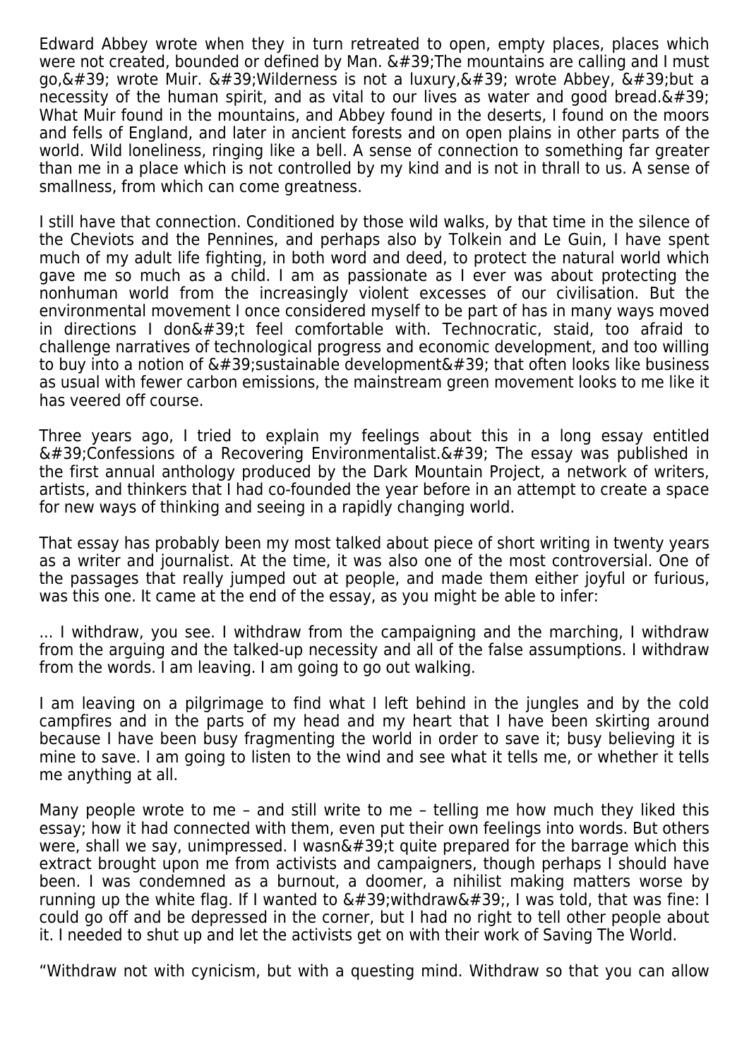Edward Abbey wrote when they in turn retreated to open, empty places, places which were not created, bounded or defined by Man. &#39;The mountains are calling and I must go,&#39; wrote Muir. &#39;Wilderness is not a luxury,&#39; wrote Abbey, &#39;but a necessity of the human spirit, and as vital to our lives as water and good bread.&#39; What Muir found in the mountains, and Abbey found in the deserts, I found on the moors and fells of England, and later in ancient forests and on open plains in other parts of the world. Wild loneliness, ringing like a bell. A sense of connection to something far greater than me in a place which is not controlled by my kind and is not in thrall to us. A sense of smallness, from which can come greatness.

I still have that connection. Conditioned by those wild walks, by that time in the silence of the Cheviots and the Pennines, and perhaps also by Tolkein and Le Guin, I have spent much of my adult life fighting, in both word and deed, to protect the natural world which gave me so much as a child. I am as passionate as I ever was about protecting the nonhuman world from the increasingly violent excesses of our civilisation. But the environmental movement I once considered myself to be part of has in many ways moved in directions I don&#39;t feel comfortable with. Technocratic, staid, too afraid to challenge narratives of technological progress and economic development, and too willing to buy into a notion of &#39;sustainable development&#39; that often looks like business as usual with fewer carbon emissions, the mainstream green movement looks to me like it has veered off course.

Three years ago, I tried to explain my feelings about this in a long essay entitled &#39;Confessions of a Recovering Environmentalist.&#39; The essay was published in the first annual anthology produced by the Dark Mountain Project, a network of writers, artists, and thinkers that I had co-founded the year before in an attempt to create a space for new ways of thinking and seeing in a rapidly changing world.

That essay has probably been my most talked about piece of short writing in twenty years as a writer and journalist. At the time, it was also one of the most controversial. One of the passages that really jumped out at people, and made them either joyful or furious, was this one. It came at the end of the essay, as you might be able to infer:

... I withdraw, you see. I withdraw from the campaigning and the marching, I withdraw from the arguing and the talked-up necessity and all of the false assumptions. I withdraw from the words. I am leaving. I am going to go out walking.

I am leaving on a pilgrimage to find what I left behind in the jungles and by the cold campfires and in the parts of my head and my heart that I have been skirting around because I have been busy fragmenting the world in order to save it; busy believing it is mine to save. I am going to listen to the wind and see what it tells me, or whether it tells me anything at all.

Many people wrote to me – and still write to me – telling me how much they liked this essay; how it had connected with them, even put their own feelings into words. But others were, shall we say, unimpressed. I wasn&#39;t quite prepared for the barrage which this extract brought upon me from activists and campaigners, though perhaps I should have been. I was condemned as a burnout, a doomer, a nihilist making matters worse by running up the white flag. If I wanted to &#39;withdraw&#39;, I was told, that was fine: I could go off and be depressed in the corner, but I had no right to tell other people about it. I needed to shut up and let the activists get on with their work of Saving The World.

"Withdraw not with cynicism, but with a questing mind. Withdraw so that you can allow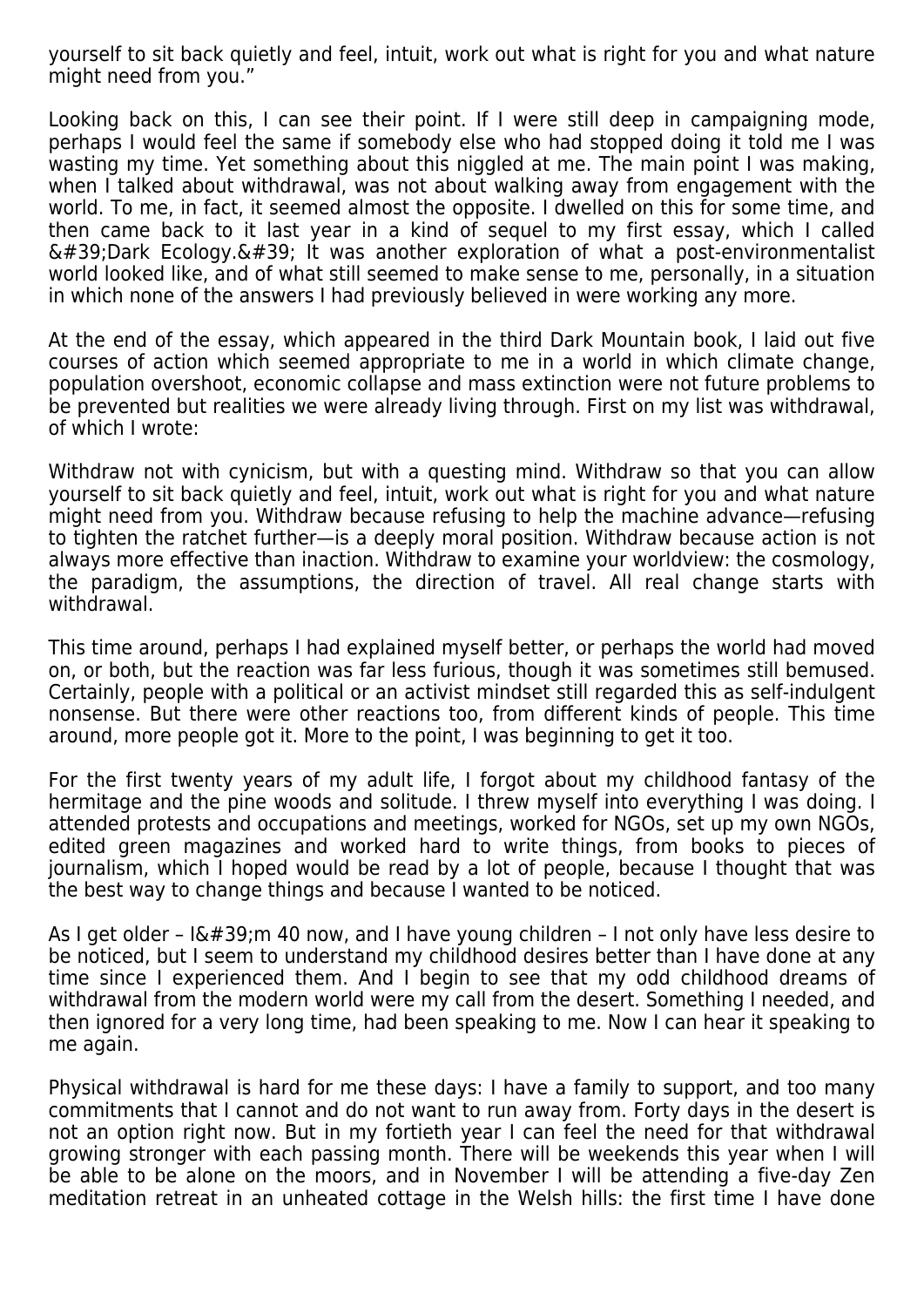yourself to sit back quietly and feel, intuit, work out what is right for you and what nature might need from you."

Looking back on this, I can see their point. If I were still deep in campaigning mode, perhaps I would feel the same if somebody else who had stopped doing it told me I was wasting my time. Yet something about this niggled at me. The main point I was making, when I talked about withdrawal, was not about walking away from engagement with the world. To me, in fact, it seemed almost the opposite. I dwelled on this for some time, and then came back to it last year in a kind of sequel to my first essay, which I called &#39;Dark Ecology.&#39; It was another exploration of what a post-environmentalist world looked like, and of what still seemed to make sense to me, personally, in a situation in which none of the answers I had previously believed in were working any more.

At the end of the essay, which appeared in the third Dark Mountain book, I laid out five courses of action which seemed appropriate to me in a world in which climate change, population overshoot, economic collapse and mass extinction were not future problems to be prevented but realities we were already living through. First on my list was withdrawal, of which I wrote:

Withdraw not with cynicism, but with a questing mind. Withdraw so that you can allow yourself to sit back quietly and feel, intuit, work out what is right for you and what nature might need from you. Withdraw because refusing to help the machine advance—refusing to tighten the ratchet further—is a deeply moral position. Withdraw because action is not always more effective than inaction. Withdraw to examine your worldview: the cosmology, the paradigm, the assumptions, the direction of travel. All real change starts with withdrawal.

This time around, perhaps I had explained myself better, or perhaps the world had moved on, or both, but the reaction was far less furious, though it was sometimes still bemused. Certainly, people with a political or an activist mindset still regarded this as self-indulgent nonsense. But there were other reactions too, from different kinds of people. This time around, more people got it. More to the point, I was beginning to get it too.

For the first twenty years of my adult life, I forgot about my childhood fantasy of the hermitage and the pine woods and solitude. I threw myself into everything I was doing. I attended protests and occupations and meetings, worked for NGOs, set up my own NGOs, edited green magazines and worked hard to write things, from books to pieces of journalism, which I hoped would be read by a lot of people, because I thought that was the best way to change things and because I wanted to be noticed.

As I get older – I&#39;m 40 now, and I have young children – I not only have less desire to be noticed, but I seem to understand my childhood desires better than I have done at any time since I experienced them. And I begin to see that my odd childhood dreams of withdrawal from the modern world were my call from the desert. Something I needed, and then ignored for a very long time, had been speaking to me. Now I can hear it speaking to me again.

Physical withdrawal is hard for me these days: I have a family to support, and too many commitments that I cannot and do not want to run away from. Forty days in the desert is not an option right now. But in my fortieth year I can feel the need for that withdrawal growing stronger with each passing month. There will be weekends this year when I will be able to be alone on the moors, and in November I will be attending a five-day Zen meditation retreat in an unheated cottage in the Welsh hills: the first time I have done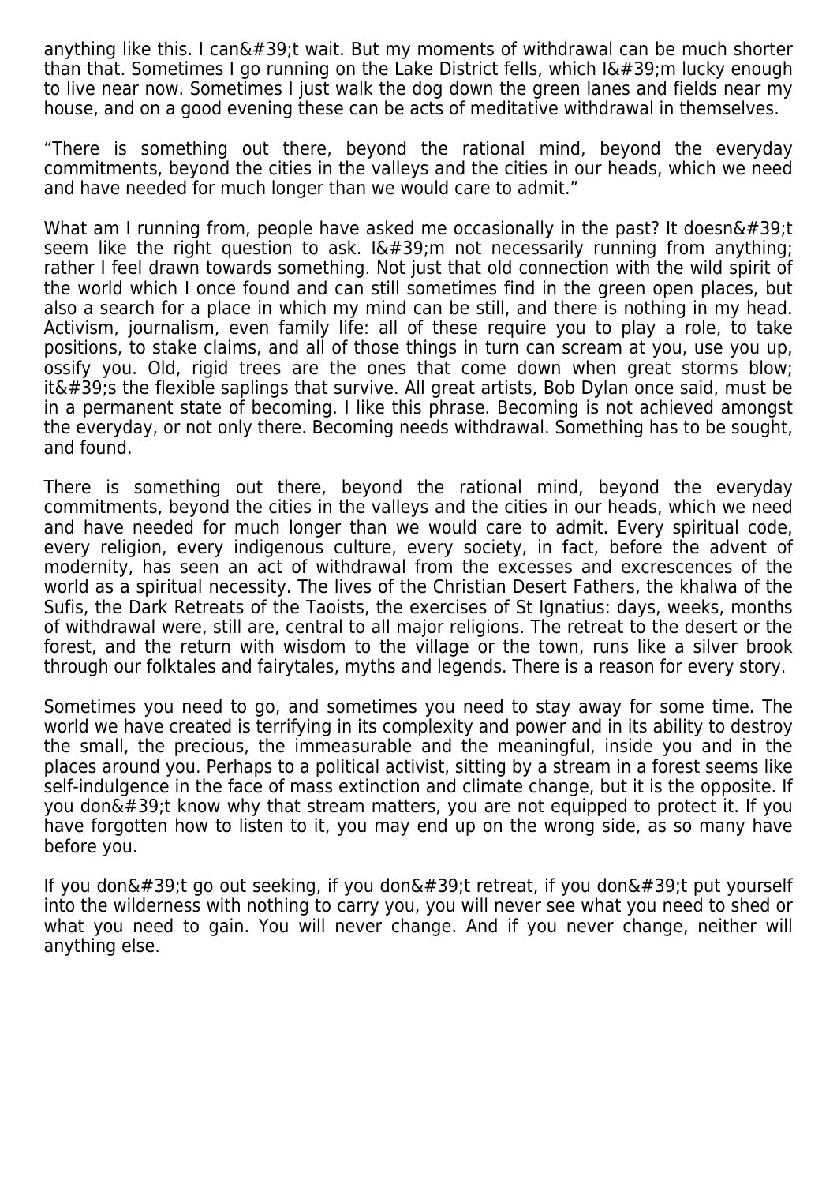anything like this. I can&#39;t wait. But my moments of withdrawal can be much shorter than that. Sometimes I go running on the Lake District fells, which I&#39;m lucky enough to live near now. Sometimes I just walk the dog down the green lanes and fields near my house, and on a good evening these can be acts of meditative withdrawal in themselves.

> "There is something out there, beyond the rational mind, beyond the everyday commitments, beyond the cities in the valleys and the cities in our heads, which we need and have needed for much longer than we would care to admit."

What am I running from, people have asked me occasionally in the past? It doesn&#39;t seem like the right question to ask. I&#39;m not necessarily running from anything; rather I feel drawn towards something. Not just that old connection with the wild spirit of the world which I once found and can still sometimes find in the green open places, but also a search for a place in which my mind can be still, and there is nothing in my head. Activism, journalism, even family life: all of these require you to play a role, to take positions, to stake claims, and all of those things in turn can scream at you, use you up, ossify you. Old, rigid trees are the ones that come down when great storms blow; it&#39;s the flexible saplings that survive. All great artists, Bob Dylan once said, must be in a permanent state of becoming. I like this phrase. Becoming is not achieved amongst the everyday, or not only there. Becoming needs withdrawal. Something has to be sought, and found.

There is something out there, beyond the rational mind, beyond the everyday commitments, beyond the cities in the valleys and the cities in our heads, which we need and have needed for much longer than we would care to admit. Every spiritual code, every religion, every indigenous culture, every society, in fact, before the advent of modernity, has seen an act of withdrawal from the excesses and excrescences of the world as a spiritual necessity. The lives of the Christian Desert Fathers, the khalwa of the Sufis, the Dark Retreats of the Taoists, the exercises of St Ignatius: days, weeks, months of withdrawal were, still are, central to all major religions. The retreat to the desert or the forest, and the return with wisdom to the village or the town, runs like a silver brook through our folktales and fairytales, myths and legends. There is a reason for every story.

Sometimes you need to go, and sometimes you need to stay away for some time. The world we have created is terrifying in its complexity and power and in its ability to destroy the small, the precious, the immeasurable and the meaningful, inside you and in the places around you. Perhaps to a political activist, sitting by a stream in a forest seems like self-indulgence in the face of mass extinction and climate change, but it is the opposite. If you don&#39;t know why that stream matters, you are not equipped to protect it. If you have forgotten how to listen to it, you may end up on the wrong side, as so many have before you.

If you don&#39;t go out seeking, if you don&#39;t retreat, if you don&#39;t put yourself into the wilderness with nothing to carry you, you will never see what you need to shed or what you need to gain. You will never change. And if you never change, neither will anything else.